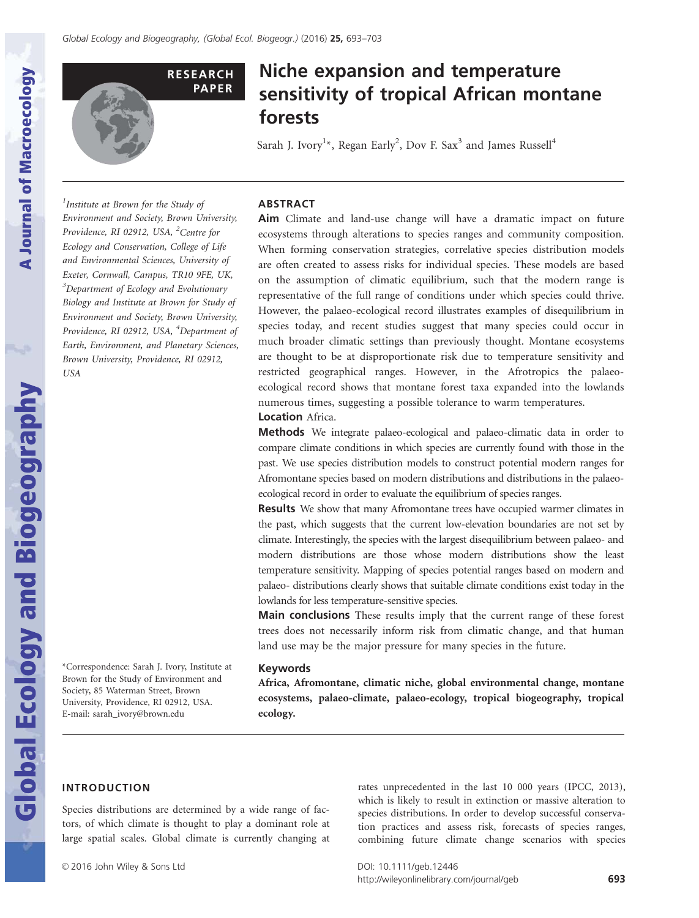RESEARCH PAPER

# Niche expansion and temperature sensitivity of tropical African montane forests

Sarah J. Ivory[1]*, Regan Early[2], Dov F. Sax[3] and James Russell[4]

[1]Institute at Brown for the Study of Environment and Society, Brown University, Providence, RI 02912, USA, [2]Centre for Ecology and Conservation, College of Life and Environmental Sciences, University of Exeter, Cornwall, Campus, TR10 9FE, UK, [3]Department of Ecology and Evolutionary Biology and Institute at Brown for Study of Environment and Society, Brown University, Providence, RI 02912, USA, [4]Department of Earth, Environment, and Planetary Sciences, Brown University, Providence, RI 02912, USA

*Correspondence: Sarah J. Ivory, Institute at Brown for the Study of Environment and Society, 85 Waterman Street, Brown University, Providence, RI 02912, USA. E-mail: sarah_ivory@brown.edu

## ABSTRACT

**Aim** Climate and land-use change will have a dramatic impact on future ecosystems through alterations to species ranges and community composition. When forming conservation strategies, correlative species distribution models are often created to assess risks for individual species. These models are based on the assumption of climatic equilibrium, such that the modern range is representative of the full range of conditions under which species could thrive. However, the palaeo-ecological record illustrates examples of disequilibrium in species today, and recent studies suggest that many species could occur in much broader climatic settings than previously thought. Montane ecosystems are thought to be at disproportionate risk due to temperature sensitivity and restricted geographical ranges. However, in the Afrotropics the palaeo-ecological record shows that montane forest taxa expanded into the lowlands numerous times, suggesting a possible tolerance to warm temperatures.

**Location** Africa.

**Methods** We integrate palaeo-ecological and palaeo-climatic data in order to compare climate conditions in which species are currently found with those in the past. We use species distribution models to construct potential modern ranges for Afromontane species based on modern distributions and distributions in the palaeo-ecological record in order to evaluate the equilibrium of species ranges.

**Results** We show that many Afromontane trees have occupied warmer climates in the past, which suggests that the current low-elevation boundaries are not set by climate. Interestingly, the species with the largest disequilibrium between palaeo- and modern distributions are those whose modern distributions show the least temperature sensitivity. Mapping of species potential ranges based on modern and palaeo- distributions clearly shows that suitable climate conditions exist today in the lowlands for less temperature-sensitive species.

**Main conclusions** These results imply that the current range of these forest trees does not necessarily inform risk from climatic change, and that human land use may be the major pressure for many species in the future.

### Keywords

**Africa, Afromontane, climatic niche, global environmental change, montane ecosystems, palaeo-climate, palaeo-ecology, tropical biogeography, tropical ecology.**

## INTRODUCTION

Species distributions are determined by a wide range of factors, of which climate is thought to play a dominant role at large spatial scales. Global climate is currently changing at rates unprecedented in the last 10 000 years (IPCC, 2013), which is likely to result in extinction or massive alteration to species distributions. In order to develop successful conservation practices and assess risk, forecasts of species ranges, combining future climate change scenarios with species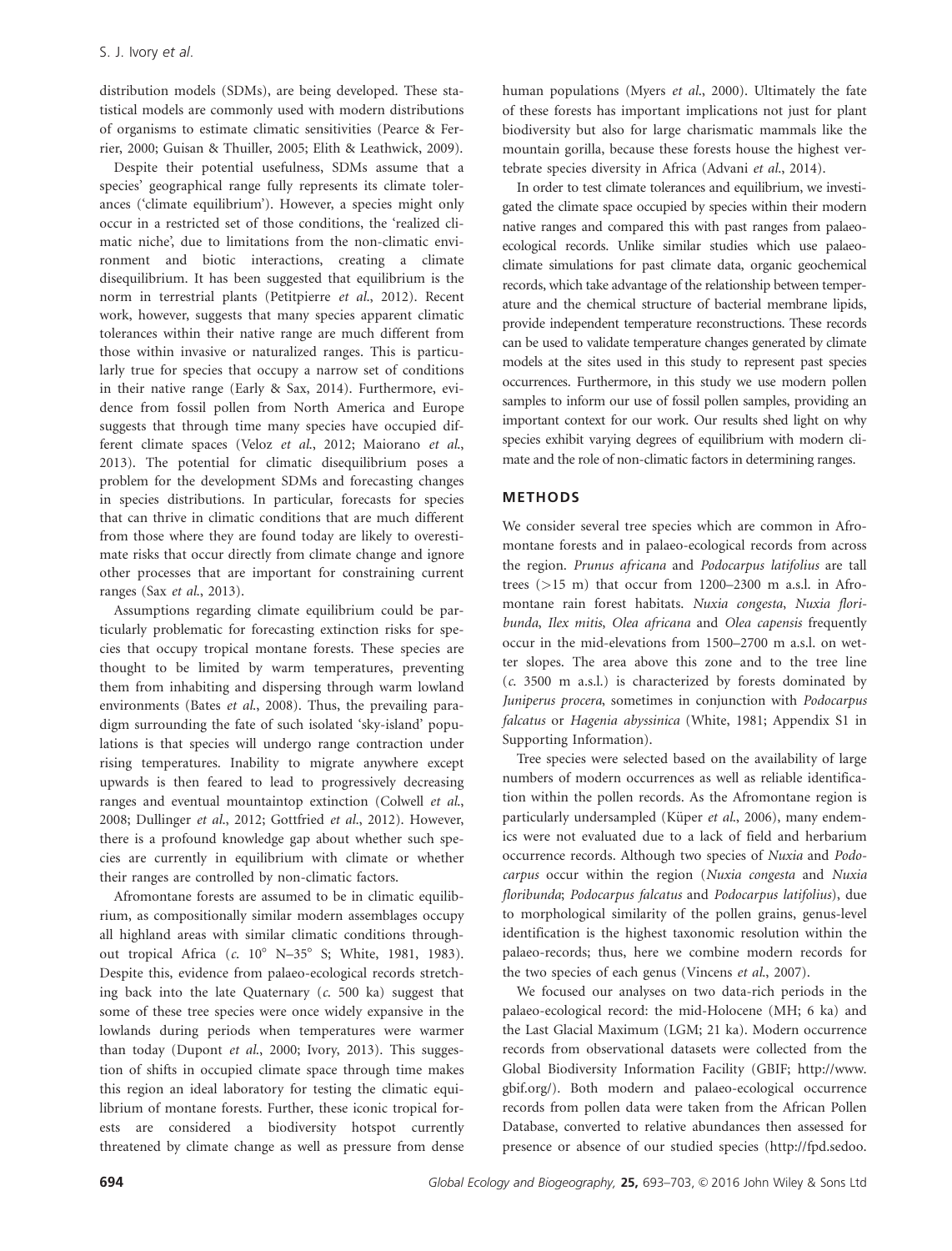distribution models (SDMs), are being developed. These statistical models are commonly used with modern distributions of organisms to estimate climatic sensitivities (Pearce & Ferrier, 2000; Guisan & Thuiller, 2005; Elith & Leathwick, 2009).

Despite their potential usefulness, SDMs assume that a species' geographical range fully represents its climate tolerances ('climate equilibrium'). However, a species might only occur in a restricted set of those conditions, the 'realized climatic niche', due to limitations from the non-climatic environment and biotic interactions, creating a climate disequilibrium. It has been suggested that equilibrium is the norm in terrestrial plants (Petitpierre *et al.*, 2012). Recent work, however, suggests that many species apparent climatic tolerances within their native range are much different from those within invasive or naturalized ranges. This is particularly true for species that occupy a narrow set of conditions in their native range (Early & Sax, 2014). Furthermore, evidence from fossil pollen from North America and Europe suggests that through time many species have occupied different climate spaces (Veloz *et al.*, 2012; Maiorano *et al.*, 2013). The potential for climatic disequilibrium poses a problem for the development SDMs and forecasting changes in species distributions. In particular, forecasts for species that can thrive in climatic conditions that are much different from those where they are found today are likely to overestimate risks that occur directly from climate change and ignore other processes that are important for constraining current ranges (Sax *et al.*, 2013).

Assumptions regarding climate equilibrium could be particularly problematic for forecasting extinction risks for species that occupy tropical montane forests. These species are thought to be limited by warm temperatures, preventing them from inhabiting and dispersing through warm lowland environments (Bates *et al.*, 2008). Thus, the prevailing paradigm surrounding the fate of such isolated 'sky-island' populations is that species will undergo range contraction under rising temperatures. Inability to migrate anywhere except upwards is then feared to lead to progressively decreasing ranges and eventual mountaintop extinction (Colwell *et al.*, 2008; Dullinger *et al.*, 2012; Gottfried *et al.*, 2012). However, there is a profound knowledge gap about whether such species are currently in equilibrium with climate or whether their ranges are controlled by non-climatic factors.

Afromontane forests are assumed to be in climatic equilibrium, as compositionally similar modern assemblages occupy all highland areas with similar climatic conditions throughout tropical Africa (*c.* 10° N–35° S; White, 1981, 1983). Despite this, evidence from palaeo-ecological records stretching back into the late Quaternary (*c.* 500 ka) suggest that some of these tree species were once widely expansive in the lowlands during periods when temperatures were warmer than today (Dupont *et al.*, 2000; Ivory, 2013). This suggestion of shifts in occupied climate space through time makes this region an ideal laboratory for testing the climatic equilibrium of montane forests. Further, these iconic tropical forests are considered a biodiversity hotspot currently threatened by climate change as well as pressure from dense human populations (Myers *et al.*, 2000). Ultimately the fate of these forests has important implications not just for plant biodiversity but also for large charismatic mammals like the mountain gorilla, because these forests house the highest vertebrate species diversity in Africa (Advani *et al.*, 2014).

In order to test climate tolerances and equilibrium, we investigated the climate space occupied by species within their modern native ranges and compared this with past ranges from palaeo-ecological records. Unlike similar studies which use palaeoclimate simulations for past climate data, organic geochemical records, which take advantage of the relationship between temperature and the chemical structure of bacterial membrane lipids, provide independent temperature reconstructions. These records can be used to validate temperature changes generated by climate models at the sites used in this study to represent past species occurrences. Furthermore, in this study we use modern pollen samples to inform our use of fossil pollen samples, providing an important context for our work. Our results shed light on why species exhibit varying degrees of equilibrium with modern climate and the role of non-climatic factors in determining ranges.

## METHODS

We consider several tree species which are common in Afromontane forests and in palaeo-ecological records from across the region. *Prunus africana* and *Podocarpus latifolius* are tall trees (>15 m) that occur from 1200–2300 m a.s.l. in Afromontane rain forest habitats. *Nuxia congesta*, *Nuxia floribunda*, *Ilex mitis*, *Olea africana* and *Olea capensis* frequently occur in the mid-elevations from 1500–2700 m a.s.l. on wetter slopes. The area above this zone and to the tree line (*c.* 3500 m a.s.l.) is characterized by forests dominated by *Juniperus procera*, sometimes in conjunction with *Podocarpus falcatus* or *Hagenia abyssinica* (White, 1981; Appendix S1 in Supporting Information).

Tree species were selected based on the availability of large numbers of modern occurrences as well as reliable identification within the pollen records. As the Afromontane region is particularly undersampled (Küper *et al.*, 2006), many endemics were not evaluated due to a lack of field and herbarium occurrence records. Although two species of *Nuxia* and *Podocarpus* occur within the region (*Nuxia congesta* and *Nuxia floribunda*; *Podocarpus falcatus* and *Podocarpus latifolius*), due to morphological similarity of the pollen grains, genus-level identification is the highest taxonomic resolution within the palaeo-records; thus, here we combine modern records for the two species of each genus (Vincens *et al.*, 2007).

We focused our analyses on two data-rich periods in the palaeo-ecological record: the mid-Holocene (MH; 6 ka) and the Last Glacial Maximum (LGM; 21 ka). Modern occurrence records from observational datasets were collected from the Global Biodiversity Information Facility (GBIF; http://www.gbif.org/). Both modern and palaeo-ecological occurrence records from pollen data were taken from the African Pollen Database, converted to relative abundances then assessed for presence or absence of our studied species (http://fpd.sedoo.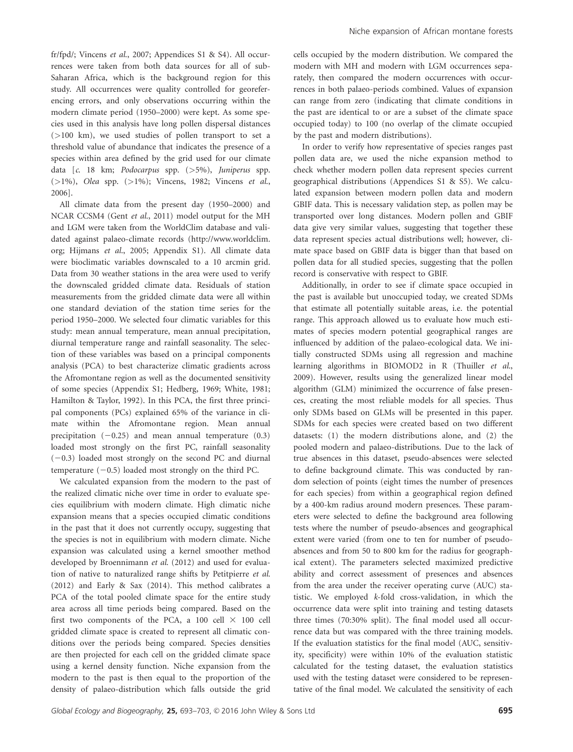fr/fpd/; Vincens *et al.*, 2007; Appendices S1 & S4). All occurrences were taken from both data sources for all of sub-Saharan Africa, which is the background region for this study. All occurrences were quality controlled for georeferencing errors, and only observations occurring within the modern climate period (1950–2000) were kept. As some species used in this analysis have long pollen dispersal distances (>100 km), we used studies of pollen transport to set a threshold value of abundance that indicates the presence of a species within area defined by the grid used for our climate data [*c.* 18 km; *Podocarpus* spp. (>5%), *Juniperus* spp. (>1%), *Olea* spp. (>1%); Vincens, 1982; Vincens *et al.*, 2006].

All climate data from the present day (1950–2000) and NCAR CCSM4 (Gent *et al.*, 2011) model output for the MH and LGM were taken from the WorldClim database and validated against palaeo-climate records (http://www.worldclim.org; Hijmans *et al.*, 2005; Appendix S1). All climate data were bioclimatic variables downscaled to a 10 arcmin grid. Data from 30 weather stations in the area were used to verify the downscaled gridded climate data. Residuals of station measurements from the gridded climate data were all within one standard deviation of the station time series for the period 1950–2000. We selected four climatic variables for this study: mean annual temperature, mean annual precipitation, diurnal temperature range and rainfall seasonality. The selection of these variables was based on a principal components analysis (PCA) to best characterize climatic gradients across the Afromontane region as well as the documented sensitivity of some species (Appendix S1; Hedberg, 1969; White, 1981; Hamilton & Taylor, 1992). In this PCA, the first three principal components (PCs) explained 65% of the variance in climate within the Afromontane region. Mean annual precipitation (−0.25) and mean annual temperature (0.3) loaded most strongly on the first PC, rainfall seasonality (−0.3) loaded most strongly on the second PC and diurnal temperature (−0.5) loaded most strongly on the third PC.

We calculated expansion from the modern to the past of the realized climatic niche over time in order to evaluate species equilibrium with modern climate. High climatic niche expansion means that a species occupied climatic conditions in the past that it does not currently occupy, suggesting that the species is not in equilibrium with modern climate. Niche expansion was calculated using a kernel smoother method developed by Broennimann *et al.* (2012) and used for evaluation of native to naturalized range shifts by Petitpierre *et al.* (2012) and Early & Sax (2014). This method calibrates a PCA of the total pooled climate space for the entire study area across all time periods being compared. Based on the first two components of the PCA, a 100 cell × 100 cell gridded climate space is created to represent all climatic conditions over the periods being compared. Species densities are then projected for each cell on the gridded climate space using a kernel density function. Niche expansion from the modern to the past is then equal to the proportion of the density of palaeo-distribution which falls outside the grid cells occupied by the modern distribution. We compared the modern with MH and modern with LGM occurrences separately, then compared the modern occurrences with occurrences in both palaeo-periods combined. Values of expansion can range from zero (indicating that climate conditions in the past are identical to or are a subset of the climate space occupied today) to 100 (no overlap of the climate occupied by the past and modern distributions).

In order to verify how representative of species ranges past pollen data are, we used the niche expansion method to check whether modern pollen data represent species current geographical distributions (Appendices S1 & S5). We calculated expansion between modern pollen data and modern GBIF data. This is necessary validation step, as pollen may be transported over long distances. Modern pollen and GBIF data give very similar values, suggesting that together these data represent species actual distributions well; however, climate space based on GBIF data is bigger than that based on pollen data for all studied species, suggesting that the pollen record is conservative with respect to GBIF.

Additionally, in order to see if climate space occupied in the past is available but unoccupied today, we created SDMs that estimate all potentially suitable areas, i.e. the potential range. This approach allowed us to evaluate how much estimates of species modern potential geographical ranges are influenced by addition of the palaeo-ecological data. We initially constructed SDMs using all regression and machine learning algorithms in BIOMOD2 in R (Thuiller *et al.*, 2009). However, results using the generalized linear model algorithm (GLM) minimized the occurrence of false presences, creating the most reliable models for all species. Thus only SDMs based on GLMs will be presented in this paper. SDMs for each species were created based on two different datasets: (1) the modern distributions alone, and (2) the pooled modern and palaeo-distributions. Due to the lack of true absences in this dataset, pseudo-absences were selected to define background climate. This was conducted by random selection of points (eight times the number of presences for each species) from within a geographical region defined by a 400-km radius around modern presences. These parameters were selected to define the background area following tests where the number of pseudo-absences and geographical extent were varied (from one to ten for number of pseudo-absences and from 50 to 800 km for the radius for geographical extent). The parameters selected maximized predictive ability and correct assessment of presences and absences from the area under the receiver operating curve (AUC) statistic. We employed *k*-fold cross-validation, in which the occurrence data were split into training and testing datasets three times (70:30% split). The final model used all occurrence data but was compared with the three training models. If the evaluation statistics for the final model (AUC, sensitivity, specificity) were within 10% of the evaluation statistic calculated for the testing dataset, the evaluation statistics used with the testing dataset were considered to be representative of the final model. We calculated the sensitivity of each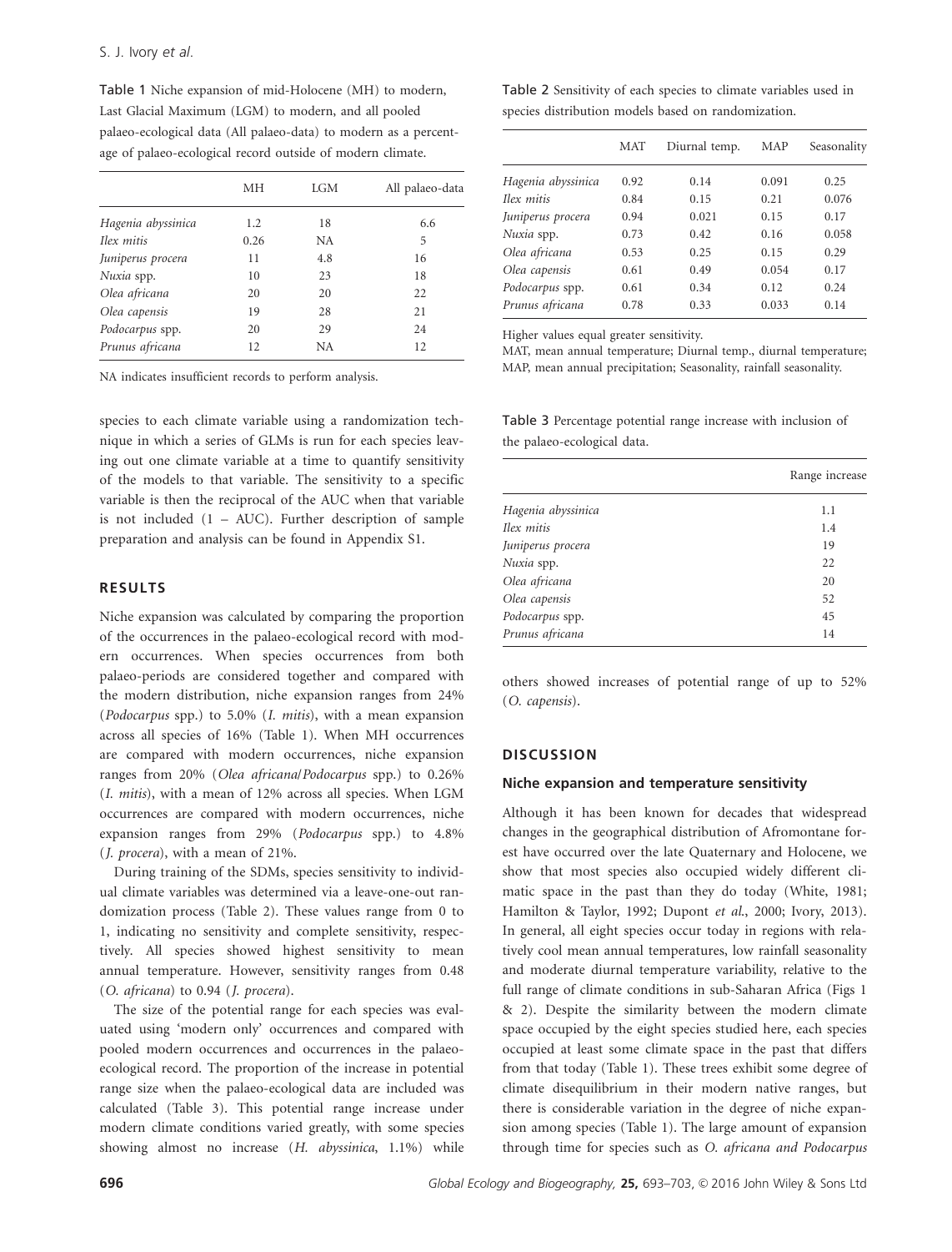Table 1 Niche expansion of mid-Holocene (MH) to modern, Last Glacial Maximum (LGM) to modern, and all pooled palaeo-ecological data (All palaeo-data) to modern as a percentage of palaeo-ecological record outside of modern climate.

| | MH | LGM | All palaeo-data |
|---|---|---|---|
| *Hagenia abyssinica* | 1.2 | 18 | 6.6 |
| *Ilex mitis* | 0.26 | NA | 5 |
| *Juniperus procera* | 11 | 4.8 | 16 |
| *Nuxia* spp. | 10 | 23 | 18 |
| *Olea africana* | 20 | 20 | 22 |
| *Olea capensis* | 19 | 28 | 21 |
| *Podocarpus* spp. | 20 | 29 | 24 |
| *Prunus africana* | 12 | NA | 12 |

NA indicates insufficient records to perform analysis.

species to each climate variable using a randomization technique in which a series of GLMs is run for each species leaving out one climate variable at a time to quantify sensitivity of the models to that variable. The sensitivity to a specific variable is then the reciprocal of the AUC when that variable is not included (1 – AUC). Further description of sample preparation and analysis can be found in Appendix S1.

## RESULTS

Niche expansion was calculated by comparing the proportion of the occurrences in the palaeo-ecological record with modern occurrences. When species occurrences from both palaeo-periods are considered together and compared with the modern distribution, niche expansion ranges from 24% (*Podocarpus* spp.) to 5.0% (*I. mitis*), with a mean expansion across all species of 16% (Table 1). When MH occurrences are compared with modern occurrences, niche expansion ranges from 20% (*Olea africana*/*Podocarpus* spp.) to 0.26% (*I. mitis*), with a mean of 12% across all species. When LGM occurrences are compared with modern occurrences, niche expansion ranges from 29% (*Podocarpus* spp.) to 4.8% (*J. procera*), with a mean of 21%.

During training of the SDMs, species sensitivity to individual climate variables was determined via a leave-one-out randomization process (Table 2). These values range from 0 to 1, indicating no sensitivity and complete sensitivity, respectively. All species showed highest sensitivity to mean annual temperature. However, sensitivity ranges from 0.48 (*O. africana*) to 0.94 (*J. procera*).

The size of the potential range for each species was evaluated using 'modern only' occurrences and compared with pooled modern occurrences and occurrences in the palaeo-ecological record. The proportion of the increase in potential range size when the palaeo-ecological data are included was calculated (Table 3). This potential range increase under modern climate conditions varied greatly, with some species showing almost no increase (*H. abyssinica*, 1.1%) while others showed increases of potential range of up to 52% (*O. capensis*).

Table 2 Sensitivity of each species to climate variables used in species distribution models based on randomization.

| | MAT | Diurnal temp. | MAP | Seasonality |
|---|---|---|---|---|
| *Hagenia abyssinica* | 0.92 | 0.14 | 0.091 | 0.25 |
| *Ilex mitis* | 0.84 | 0.15 | 0.21 | 0.076 |
| *Juniperus procera* | 0.94 | 0.021 | 0.15 | 0.17 |
| *Nuxia* spp. | 0.73 | 0.42 | 0.16 | 0.058 |
| *Olea africana* | 0.53 | 0.25 | 0.15 | 0.29 |
| *Olea capensis* | 0.61 | 0.49 | 0.054 | 0.17 |
| *Podocarpus* spp. | 0.61 | 0.34 | 0.12 | 0.24 |
| *Prunus africana* | 0.78 | 0.33 | 0.033 | 0.14 |

Higher values equal greater sensitivity.
MAT, mean annual temperature; Diurnal temp., diurnal temperature; MAP, mean annual precipitation; Seasonality, rainfall seasonality.

Table 3 Percentage potential range increase with inclusion of the palaeo-ecological data.

| | Range increase |
|---|---|
| *Hagenia abyssinica* | 1.1 |
| *Ilex mitis* | 1.4 |
| *Juniperus procera* | 19 |
| *Nuxia* spp. | 22 |
| *Olea africana* | 20 |
| *Olea capensis* | 52 |
| *Podocarpus* spp. | 45 |
| *Prunus africana* | 14 |

## DISCUSSION

### Niche expansion and temperature sensitivity

Although it has been known for decades that widespread changes in the geographical distribution of Afromontane forest have occurred over the late Quaternary and Holocene, we show that most species also occupied widely different climatic space in the past than they do today (White, 1981; Hamilton & Taylor, 1992; Dupont *et al.*, 2000; Ivory, 2013). In general, all eight species occur today in regions with relatively cool mean annual temperatures, low rainfall seasonality and moderate diurnal temperature variability, relative to the full range of climate conditions in sub-Saharan Africa (Figs 1 & 2). Despite the similarity between the modern climate space occupied by the eight species studied here, each species occupied at least some climate space in the past that differs from that today (Table 1). These trees exhibit some degree of climate disequilibrium in their modern native ranges, but there is considerable variation in the degree of niche expansion among species (Table 1). The large amount of expansion through time for species such as *O. africana and Podocarpus*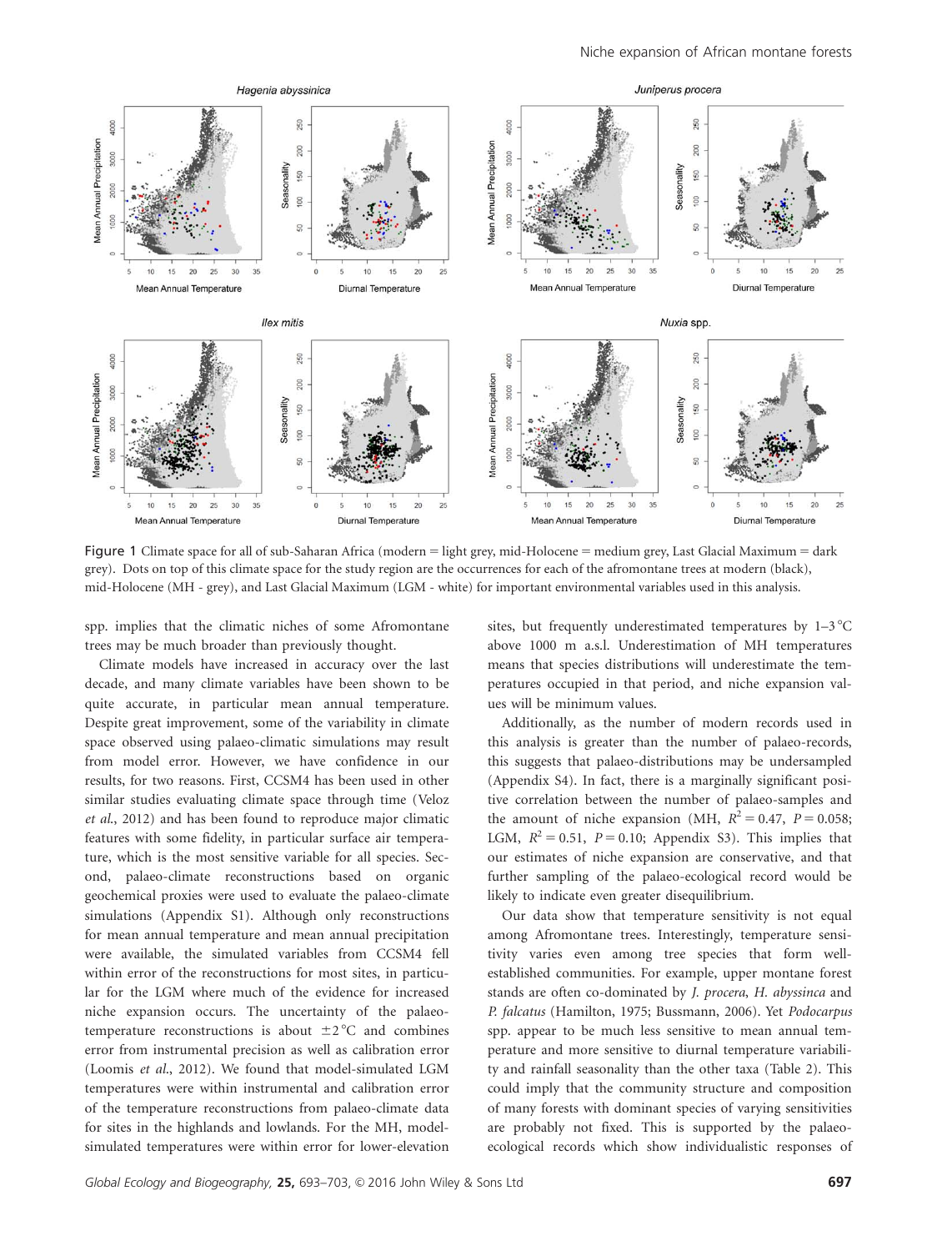Figure 1 Climate space for all of sub-Saharan Africa (modern = light grey, mid-Holocene = medium grey, Last Glacial Maximum = dark grey). Dots on top of this climate space for the study region are the occurrences for each of the afromontane trees at modern (black), mid-Holocene (MH - grey), and Last Glacial Maximum (LGM - white) for important environmental variables used in this analysis.

spp. implies that the climatic niches of some Afromontane trees may be much broader than previously thought.

Climate models have increased in accuracy over the last decade, and many climate variables have been shown to be quite accurate, in particular mean annual temperature. Despite great improvement, some of the variability in climate space observed using palaeo-climatic simulations may result from model error. However, we have confidence in our results, for two reasons. First, CCSM4 has been used in other similar studies evaluating climate space through time (Veloz *et al.*, 2012) and has been found to reproduce major climatic features with some fidelity, in particular surface air temperature, which is the most sensitive variable for all species. Second, palaeo-climate reconstructions based on organic geochemical proxies were used to evaluate the palaeo-climate simulations (Appendix S1). Although only reconstructions for mean annual temperature and mean annual precipitation were available, the simulated variables from CCSM4 fell within error of the reconstructions for most sites, in particular for the LGM where much of the evidence for increased niche expansion occurs. The uncertainty of the palaeo-temperature reconstructions is about ±2 °C and combines error from instrumental precision as well as calibration error (Loomis *et al.*, 2012). We found that model-simulated LGM temperatures were within instrumental and calibration error of the temperature reconstructions from palaeo-climate data for sites in the highlands and lowlands. For the MH, model-simulated temperatures were within error for lower-elevation sites, but frequently underestimated temperatures by 1–3 °C above 1000 m a.s.l. Underestimation of MH temperatures means that species distributions will underestimate the temperatures occupied in that period, and niche expansion values will be minimum values.

Additionally, as the number of modern records used in this analysis is greater than the number of palaeo-records, this suggests that palaeo-distributions may be undersampled (Appendix S4). In fact, there is a marginally significant positive correlation between the number of palaeo-samples and the amount of niche expansion (MH, $R^2 = 0.47$, $P = 0.058$; LGM, $R^2 = 0.51$, $P = 0.10$; Appendix S3). This implies that our estimates of niche expansion are conservative, and that further sampling of the palaeo-ecological record would be likely to indicate even greater disequilibrium.

Our data show that temperature sensitivity is not equal among Afromontane trees. Interestingly, temperature sensitivity varies even among tree species that form well-established communities. For example, upper montane forest stands are often co-dominated by *J. procera*, *H. abyssinca* and *P. falcatus* (Hamilton, 1975; Bussmann, 2006). Yet *Podocarpus* spp. appear to be much less sensitive to mean annual temperature and more sensitive to diurnal temperature variability and rainfall seasonality than the other taxa (Table 2). This could imply that the community structure and composition of many forests with dominant species of varying sensitivities are probably not fixed. This is supported by the palaeo-ecological records which show individualistic responses of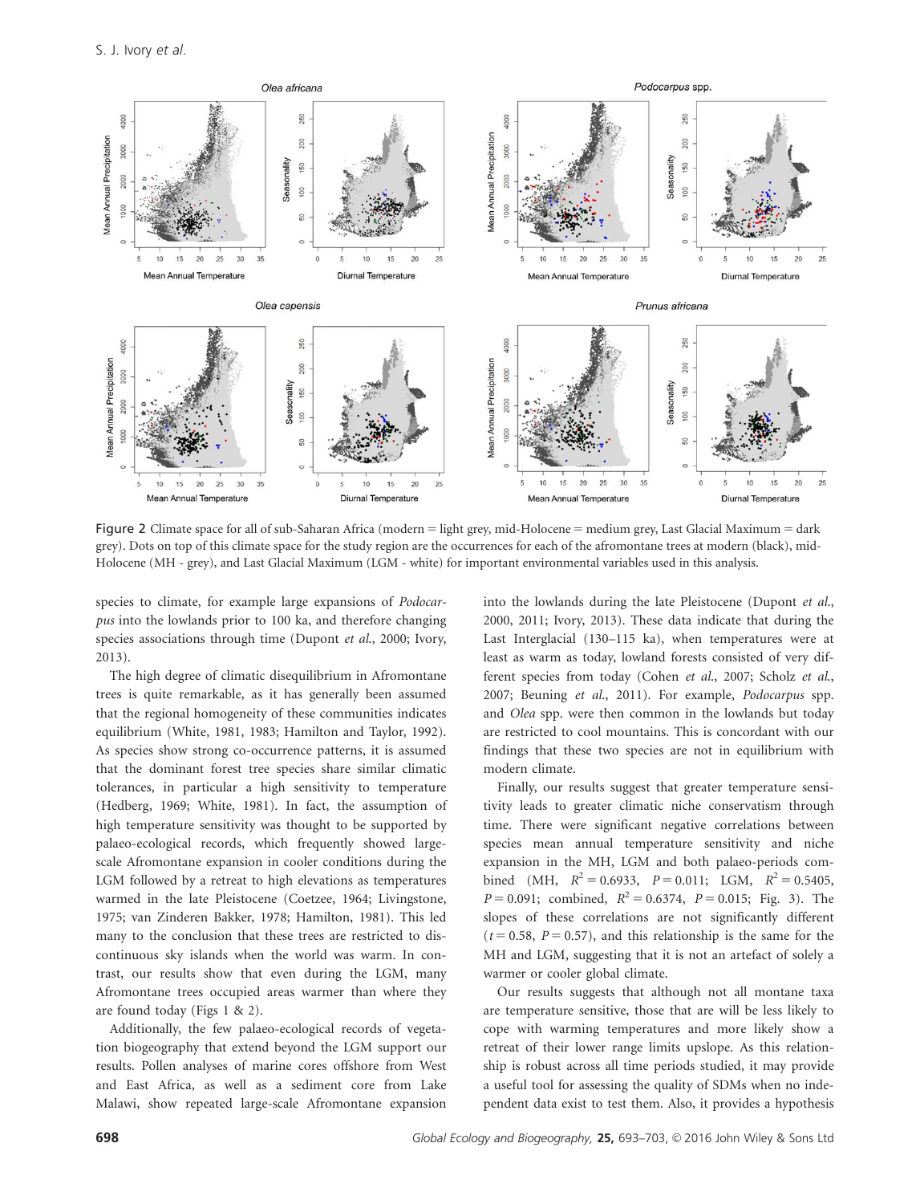Figure 2 Climate space for all of sub-Saharan Africa (modern = light grey, mid-Holocene = medium grey, Last Glacial Maximum = dark grey). Dots on top of this climate space for the study region are the occurrences for each of the afromontane trees at modern (black), mid-Holocene (MH - grey), and Last Glacial Maximum (LGM - white) for important environmental variables used in this analysis.

species to climate, for example large expansions of *Podocarpus* into the lowlands prior to 100 ka, and therefore changing species associations through time (Dupont *et al.*, 2000; Ivory, 2013).

The high degree of climatic disequilibrium in Afromontane trees is quite remarkable, as it has generally been assumed that the regional homogeneity of these communities indicates equilibrium (White, 1981, 1983; Hamilton and Taylor, 1992). As species show strong co-occurrence patterns, it is assumed that the dominant forest tree species share similar climatic tolerances, in particular a high sensitivity to temperature (Hedberg, 1969; White, 1981). In fact, the assumption of high temperature sensitivity was thought to be supported by palaeo-ecological records, which frequently showed large-scale Afromontane expansion in cooler conditions during the LGM followed by a retreat to high elevations as temperatures warmed in the late Pleistocene (Coetzee, 1964; Livingstone, 1975; van Zinderen Bakker, 1978; Hamilton, 1981). This led many to the conclusion that these trees are restricted to discontinuous sky islands when the world was warm. In contrast, our results show that even during the LGM, many Afromontane trees occupied areas warmer than where they are found today (Figs 1 & 2).

Additionally, the few palaeo-ecological records of vegetation biogeography that extend beyond the LGM support our results. Pollen analyses of marine cores offshore from West and East Africa, as well as a sediment core from Lake Malawi, show repeated large-scale Afromontane expansion into the lowlands during the late Pleistocene (Dupont *et al.*, 2000, 2011; Ivory, 2013). These data indicate that during the Last Interglacial (130–115 ka), when temperatures were at least as warm as today, lowland forests consisted of very different species from today (Cohen *et al.*, 2007; Scholz *et al.*, 2007; Beuning *et al.*, 2011). For example, *Podocarpus* spp. and *Olea* spp. were then common in the lowlands but today are restricted to cool mountains. This is concordant with our findings that these two species are not in equilibrium with modern climate.

Finally, our results suggest that greater temperature sensitivity leads to greater climatic niche conservatism through time. There were significant negative correlations between species mean annual temperature sensitivity and niche expansion in the MH, LGM and both palaeo-periods combined (MH, $R^2 = 0.6933$, $P = 0.011$; LGM, $R^2 = 0.5405$, $P = 0.091$; combined, $R^2 = 0.6374$, $P = 0.015$; Fig. 3). The slopes of these correlations are not significantly different ($t = 0.58$, $P = 0.57$), and this relationship is the same for the MH and LGM, suggesting that it is not an artefact of solely a warmer or cooler global climate.

Our results suggests that although not all montane taxa are temperature sensitive, those that are will be less likely to cope with warming temperatures and more likely show a retreat of their lower range limits upslope. As this relationship is robust across all time periods studied, it may provide a useful tool for assessing the quality of SDMs when no independent data exist to test them. Also, it provides a hypothesis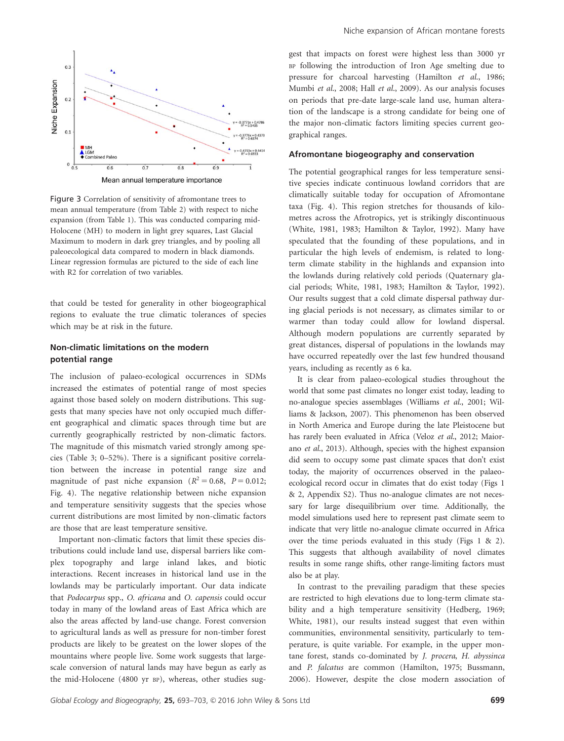Figure 3 Correlation of sensitivity of afromontane trees to mean annual temperature (from Table 2) with respect to niche expansion (from Table 1). This was conducted comparing mid-Holocene (MH) to modern in light grey squares, Last Glacial Maximum to modern in dark grey triangles, and by pooling all paleoecological data compared to modern in black diamonds. Linear regression formulas are pictured to the side of each line with R2 for correlation of two variables.

that could be tested for generality in other biogeographical regions to evaluate the true climatic tolerances of species which may be at risk in the future.

## Non-climatic limitations on the modern potential range

The inclusion of palaeo-ecological occurrences in SDMs increased the estimates of potential range of most species against those based solely on modern distributions. This suggests that many species have not only occupied much different geographical and climatic spaces through time but are currently geographically restricted by non-climatic factors. The magnitude of this mismatch varied strongly among species (Table 3; 0–52%). There is a significant positive correlation between the increase in potential range size and magnitude of past niche expansion ($R^2 = 0.68$, $P = 0.012$; Fig. 4). The negative relationship between niche expansion and temperature sensitivity suggests that the species whose current distributions are most limited by non-climatic factors are those that are least temperature sensitive.

Important non-climatic factors that limit these species distributions could include land use, dispersal barriers like complex topography and large inland lakes, and biotic interactions. Recent increases in historical land use in the lowlands may be particularly important. Our data indicate that *Podocarpus* spp., *O. africana* and *O. capensis* could occur today in many of the lowland areas of East Africa which are also the areas affected by land-use change. Forest conversion to agricultural lands as well as pressure for non-timber forest products are likely to be greatest on the lower slopes of the mountains where people live. Some work suggests that large-scale conversion of natural lands may have begun as early as the mid-Holocene (4800 yr BP), whereas, other studies suggest that impacts on forest were highest less than 3000 yr BP following the introduction of Iron Age smelting due to pressure for charcoal harvesting (Hamilton *et al.*, 1986; Mumbi *et al.*, 2008; Hall *et al.*, 2009). As our analysis focuses on periods that pre-date large-scale land use, human alteration of the landscape is a strong candidate for being one of the major non-climatic factors limiting species current geographical ranges.

## Afromontane biogeography and conservation

The potential geographical ranges for less temperature sensitive species indicate continuous lowland corridors that are climatically suitable today for occupation of Afromontane taxa (Fig. 4). This region stretches for thousands of kilometres across the Afrotropics, yet is strikingly discontinuous (White, 1981, 1983; Hamilton & Taylor, 1992). Many have speculated that the founding of these populations, and in particular the high levels of endemism, is related to long-term climate stability in the highlands and expansion into the lowlands during relatively cold periods (Quaternary glacial periods; White, 1981, 1983; Hamilton & Taylor, 1992). Our results suggest that a cold climate dispersal pathway during glacial periods is not necessary, as climates similar to or warmer than today could allow for lowland dispersal. Although modern populations are currently separated by great distances, dispersal of populations in the lowlands may have occurred repeatedly over the last few hundred thousand years, including as recently as 6 ka.

It is clear from palaeo-ecological studies throughout the world that some past climates no longer exist today, leading to no-analogue species assemblages (Williams *et al.*, 2001; Williams & Jackson, 2007). This phenomenon has been observed in North America and Europe during the late Pleistocene but has rarely been evaluated in Africa (Veloz *et al.*, 2012; Maiorano *et al.*, 2013). Although, species with the highest expansion did seem to occupy some past climate spaces that don't exist today, the majority of occurrences observed in the palaeo-ecological record occur in climates that do exist today (Figs 1 & 2, Appendix S2). Thus no-analogue climates are not necessary for large disequilibrium over time. Additionally, the model simulations used here to represent past climate seem to indicate that very little no-analogue climate occurred in Africa over the time periods evaluated in this study (Figs 1 & 2). This suggests that although availability of novel climates results in some range shifts, other range-limiting factors must also be at play.

In contrast to the prevailing paradigm that these species are restricted to high elevations due to long-term climate stability and a high temperature sensitivity (Hedberg, 1969; White, 1981), our results instead suggest that even within communities, environmental sensitivity, particularly to temperature, is quite variable. For example, in the upper montane forest, stands co-dominated by *J. procera*, *H. abyssinca* and *P. falcatus* are common (Hamilton, 1975; Bussmann, 2006). However, despite the close modern association of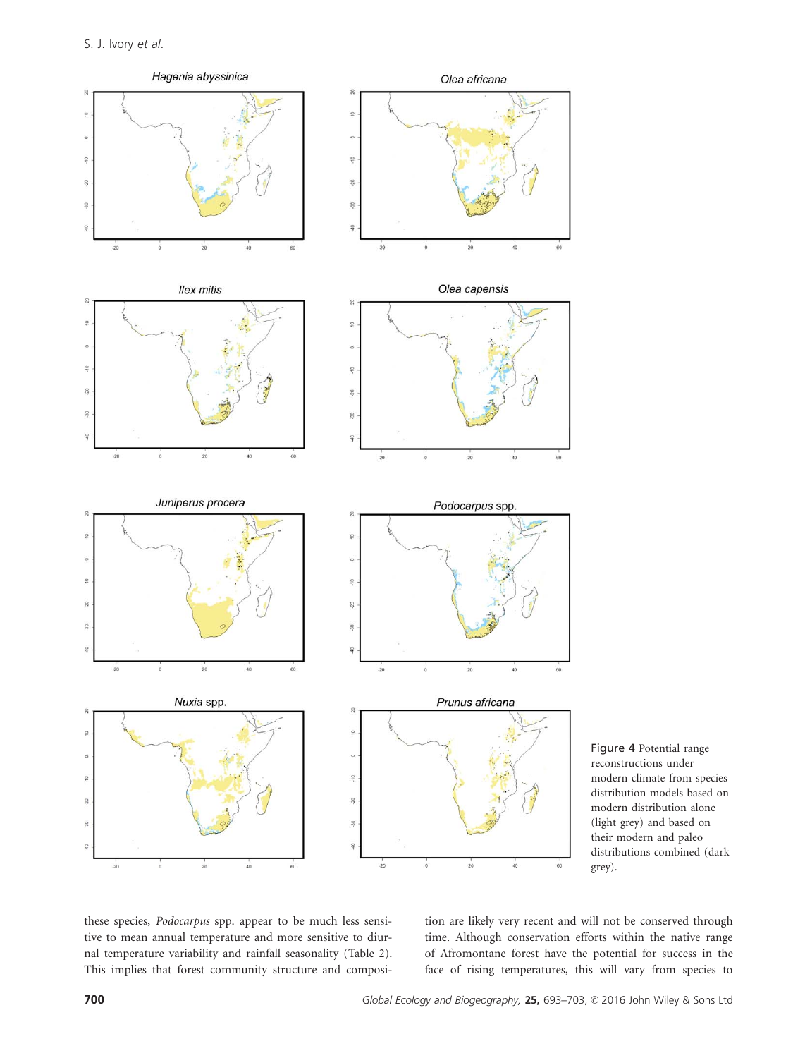Figure 4 Potential range reconstructions under modern climate from species distribution models based on modern distribution alone (light grey) and based on their modern and paleo distributions combined (dark grey).

these species, *Podocarpus* spp. appear to be much less sensitive to mean annual temperature and more sensitive to diurnal temperature variability and rainfall seasonality (Table 2). This implies that forest community structure and composition are likely very recent and will not be conserved through time. Although conservation efforts within the native range of Afromontane forest have the potential for success in the face of rising temperatures, this will vary from species to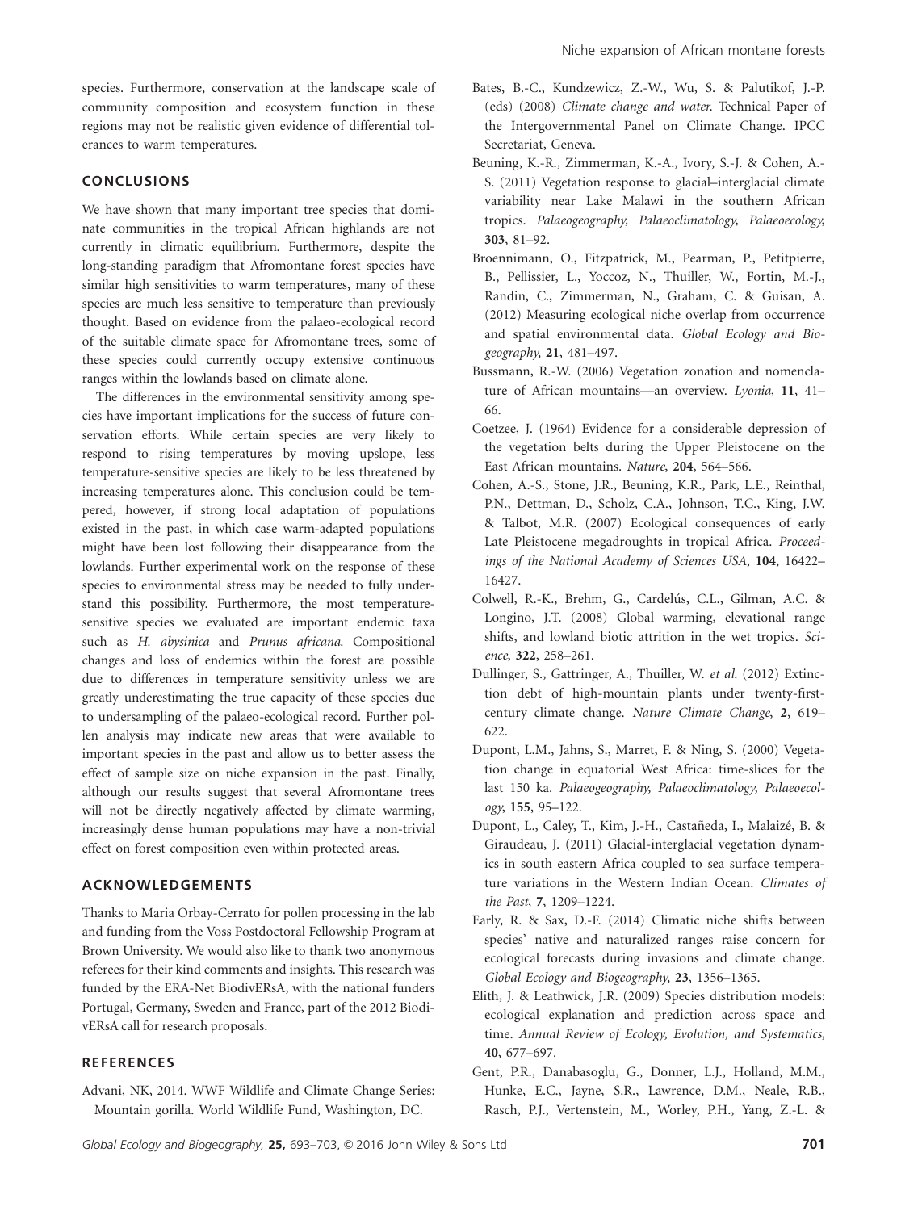species. Furthermore, conservation at the landscape scale of community composition and ecosystem function in these regions may not be realistic given evidence of differential tolerances to warm temperatures.

## CONCLUSIONS

We have shown that many important tree species that dominate communities in the tropical African highlands are not currently in climatic equilibrium. Furthermore, despite the long-standing paradigm that Afromontane forest species have similar high sensitivities to warm temperatures, many of these species are much less sensitive to temperature than previously thought. Based on evidence from the palaeo-ecological record of the suitable climate space for Afromontane trees, some of these species could currently occupy extensive continuous ranges within the lowlands based on climate alone.

The differences in the environmental sensitivity among species have important implications for the success of future conservation efforts. While certain species are very likely to respond to rising temperatures by moving upslope, less temperature-sensitive species are likely to be less threatened by increasing temperatures alone. This conclusion could be tempered, however, if strong local adaptation of populations existed in the past, in which case warm-adapted populations might have been lost following their disappearance from the lowlands. Further experimental work on the response of these species to environmental stress may be needed to fully understand this possibility. Furthermore, the most temperature-sensitive species we evaluated are important endemic taxa such as *H. abysinica* and *Prunus africana*. Compositional changes and loss of endemics within the forest are possible due to differences in temperature sensitivity unless we are greatly underestimating the true capacity of these species due to undersampling of the palaeo-ecological record. Further pollen analysis may indicate new areas that were available to important species in the past and allow us to better assess the effect of sample size on niche expansion in the past. Finally, although our results suggest that several Afromontane trees will not be directly negatively affected by climate warming, increasingly dense human populations may have a non-trivial effect on forest composition even within protected areas.

## ACKNOWLEDGEMENTS

Thanks to Maria Orbay-Cerrato for pollen processing in the lab and funding from the Voss Postdoctoral Fellowship Program at Brown University. We would also like to thank two anonymous referees for their kind comments and insights. This research was funded by the ERA-Net BiodivERsA, with the national funders Portugal, Germany, Sweden and France, part of the 2012 BiodivERsA call for research proposals.

## REFERENCES

Advani, NK, 2014. WWF Wildlife and Climate Change Series: Mountain gorilla. World Wildlife Fund, Washington, DC.

Bates, B.-C., Kundzewicz, Z.-W., Wu, S. & Palutikof, J.-P. (eds) (2008) *Climate change and water*. Technical Paper of the Intergovernmental Panel on Climate Change. IPCC Secretariat, Geneva.

Beuning, K.-R., Zimmerman, K.-A., Ivory, S.-J. & Cohen, A.-S. (2011) Vegetation response to glacial–interglacial climate variability near Lake Malawi in the southern African tropics. *Palaeogeography, Palaeoclimatology, Palaeoecology*, **303**, 81–92.

Broennimann, O., Fitzpatrick, M., Pearman, P., Petitpierre, B., Pellissier, L., Yoccoz, N., Thuiller, W., Fortin, M.-J., Randin, C., Zimmerman, N., Graham, C. & Guisan, A. (2012) Measuring ecological niche overlap from occurrence and spatial environmental data. *Global Ecology and Biogeography*, **21**, 481–497.

Bussmann, R.-W. (2006) Vegetation zonation and nomenclature of African mountains—an overview. *Lyonia*, **11**, 41–66.

Coetzee, J. (1964) Evidence for a considerable depression of the vegetation belts during the Upper Pleistocene on the East African mountains. *Nature*, **204**, 564–566.

Cohen, A.-S., Stone, J.R., Beuning, K.R., Park, L.E., Reinthal, P.N., Dettman, D., Scholz, C.A., Johnson, T.C., King, J.W. & Talbot, M.R. (2007) Ecological consequences of early Late Pleistocene megadroughts in tropical Africa. *Proceedings of the National Academy of Sciences USA*, **104**, 16422–16427.

Colwell, R.-K., Brehm, G., Cardelús, C.L., Gilman, A.C. & Longino, J.T. (2008) Global warming, elevational range shifts, and lowland biotic attrition in the wet tropics. *Science*, **322**, 258–261.

Dullinger, S., Gattringer, A., Thuiller, W. *et al.* (2012) Extinction debt of high-mountain plants under twenty-first-century climate change. *Nature Climate Change*, **2**, 619–622.

Dupont, L.M., Jahns, S., Marret, F. & Ning, S. (2000) Vegetation change in equatorial West Africa: time-slices for the last 150 ka. *Palaeogeography, Palaeoclimatology, Palaeoecology*, **155**, 95–122.

Dupont, L., Caley, T., Kim, J.-H., Castañeda, I., Malaizé, B. & Giraudeau, J. (2011) Glacial-interglacial vegetation dynamics in south eastern Africa coupled to sea surface temperature variations in the Western Indian Ocean. *Climates of the Past*, **7**, 1209–1224.

Early, R. & Sax, D.-F. (2014) Climatic niche shifts between species' native and naturalized ranges raise concern for ecological forecasts during invasions and climate change. *Global Ecology and Biogeography*, **23**, 1356–1365.

Elith, J. & Leathwick, J.R. (2009) Species distribution models: ecological explanation and prediction across space and time. *Annual Review of Ecology, Evolution, and Systematics*, **40**, 677–697.

Gent, P.R., Danabasoglu, G., Donner, L.J., Holland, M.M., Hunke, E.C., Jayne, S.R., Lawrence, D.M., Neale, R.B., Rasch, P.J., Vertenstein, M., Worley, P.H., Yang, Z.-L. &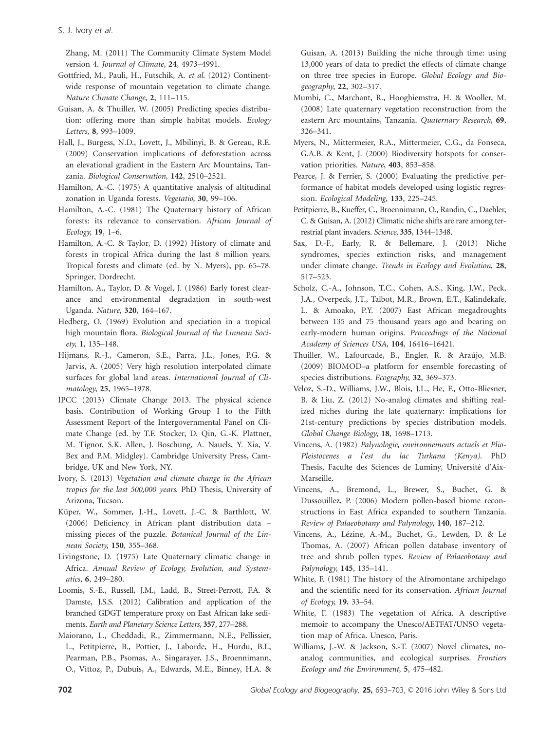Zhang, M. (2011) The Community Climate System Model version 4. *Journal of Climate*, **24**, 4973–4991.

Gottfried, M., Pauli, H., Futschik, A. *et al.* (2012) Continent-wide response of mountain vegetation to climate change. *Nature Climate Change*, **2**, 111–115.

Guisan, A. & Thuiller, W. (2005) Predicting species distribution: offering more than simple habitat models. *Ecology Letters*, **8**, 993–1009.

Hall, J., Burgess, N.D., Lovett, J., Mbilinyi, B. & Gereau, R.E. (2009) Conservation implications of deforestation across an elevational gradient in the Eastern Arc Mountains, Tanzania. *Biological Conservation*, **142**, 2510–2521.

Hamilton, A.-C. (1975) A quantitative analysis of altitudinal zonation in Uganda forests. *Vegetatio*, **30**, 99–106.

Hamilton, A.-C. (1981) The Quaternary history of African forests: its relevance to conservation. *African Journal of Ecology*, **19**, 1–6.

Hamilton, A.-C. & Taylor, D. (1992) History of climate and forests in tropical Africa during the last 8 million years. Tropical forests and climate (ed. by N. Myers), pp. 65–78. Springer, Dordrecht.

Hamilton, A., Taylor, D. & Vogel, J. (1986) Early forest clearance and environmental degradation in south-west Uganda. *Nature*, **320**, 164–167.

Hedberg, O. (1969) Evolution and speciation in a tropical high mountain flora. *Biological Journal of the Linnean Society*, **1**, 135–148.

Hijmans, R.-J., Cameron, S.E., Parra, J.L., Jones, P.G. & Jarvis, A. (2005) Very high resolution interpolated climate surfaces for global land areas. *International Journal of Climatology*, **25**, 1965–1978.

IPCC (2013) Climate Change 2013. The physical science basis. Contribution of Working Group I to the Fifth Assessment Report of the Intergovernmental Panel on Climate Change (ed. by T.F. Stocker, D. Qin, G.-K. Plattner, M. Tignor, S.K. Allen, J. Boschung, A. Nauels, Y. Xia, V. Bex and P.M. Midgley). Cambridge University Press, Cambridge, UK and New York, NY.

Ivory, S. (2013) *Vegetation and climate change in the African tropics for the last 500,000 years*. PhD Thesis, University of Arizona, Tucson.

Küper, W., Sommer, J.-H., Lovett, J.-C. & Barthlott, W. (2006) Deficiency in African plant distribution data – missing pieces of the puzzle. *Botanical Journal of the Linnean Society*, **150**, 355–368.

Livingstone, D. (1975) Late Quaternary climatic change in Africa. *Annual Review of Ecology, Evolution, and Systematics*, **6**, 249–280.

Loomis, S.-E., Russell, J.M., Ladd, B., Street-Perrott, F.A. & Damste, J.S.S. (2012) Calibration and application of the branched GDGT temperature proxy on East African lake sediments. *Earth and Planetary Science Letters*, **357**, 277–288.

Maiorano, L., Cheddadi, R., Zimmermann, N.E., Pellissier, L., Petitpierre, B., Pottier, J., Laborde, H., Hurdu, B.I., Pearman, P.B., Psomas, A., Singarayer, J.S., Broennimann, O., Vittoz, P., Dubuis, A., Edwards, M.E., Binney, H.A. & Guisan, A. (2013) Building the niche through time: using 13,000 years of data to predict the effects of climate change on three tree species in Europe. *Global Ecology and Biogeography*, **22**, 302–317.

Mumbi, C., Marchant, R., Hooghiemstra, H. & Wooller, M. (2008) Late quaternary vegetation reconstruction from the eastern Arc mountains, Tanzania. *Quaternary Research*, **69**, 326–341.

Myers, N., Mittermeier, R.A., Mittermeier, C.G., da Fonseca, G.A.B. & Kent, J. (2000) Biodiversity hotspots for conservation priorities. *Nature*, **403**, 853–858.

Pearce, J. & Ferrier, S. (2000) Evaluating the predictive performance of habitat models developed using logistic regression. *Ecological Modeling*, **133**, 225–245.

Petitpierre, B., Kueffer, C., Broennimann, O., Randin, C., Daehler, C. & Guisan, A. (2012) Climatic niche shifts are rare among terrestrial plant invaders. *Science*, **335**, 1344–1348.

Sax, D.-F., Early, R. & Bellemare, J. (2013) Niche syndromes, species extinction risks, and management under climate change. *Trends in Ecology and Evolution*, **28**, 517–523.

Scholz, C.-A., Johnson, T.C., Cohen, A.S., King, J.W., Peck, J.A., Overpeck, J.T., Talbot, M.R., Brown, E.T., Kalindekafe, L. & Amoako, P.Y. (2007) East African megadroughts between 135 and 75 thousand years ago and bearing on early-modern human origins. *Proceedings of the National Academy of Sciences USA*, **104**, 16416–16421.

Thuiller, W., Lafourcade, B., Engler, R. & Araújo, M.B. (2009) BIOMOD–a platform for ensemble forecasting of species distributions. *Ecography*, **32**, 369–373.

Veloz, S.-D., Williams, J.W., Blois, J.L., He, F., Otto-Bliesner, B. & Liu, Z. (2012) No-analog climates and shifting realized niches during the late quaternary: implications for 21st-century predictions by species distribution models. *Global Change Biology*, **18**, 1698–1713.

Vincens, A. (1982) *Palynologie, environnements actuels et Plio-Pleistocenes a l'est du lac Turkana (Kenya)*. PhD Thesis, Faculte des Sciences de Luminy, Université d'Aix-Marseille.

Vincens, A., Bremond, L., Brewer, S., Buchet, G. & Dussouillez, P. (2006) Modern pollen-based biome reconstructions in East Africa expanded to southern Tanzania. *Review of Palaeobotany and Palynology*, **140**, 187–212.

Vincens, A., Lézine, A.-M., Buchet, G., Lewden, D. & Le Thomas, A. (2007) African pollen database inventory of tree and shrub pollen types. *Review of Palaeobotany and Palynology*, **145**, 135–141.

White, F. (1981) The history of the Afromontane archipelago and the scientific need for its conservation. *African Journal of Ecology*, **19**, 33–54.

White, F. (1983) The vegetation of Africa. A descriptive memoir to accompany the Unesco/AETFAT/UNSO vegetation map of Africa. Unesco, Paris.

Williams, J.-W. & Jackson, S.-T. (2007) Novel climates, no-analog communities, and ecological surprises. *Frontiers Ecology and the Environment*, **5**, 475–482.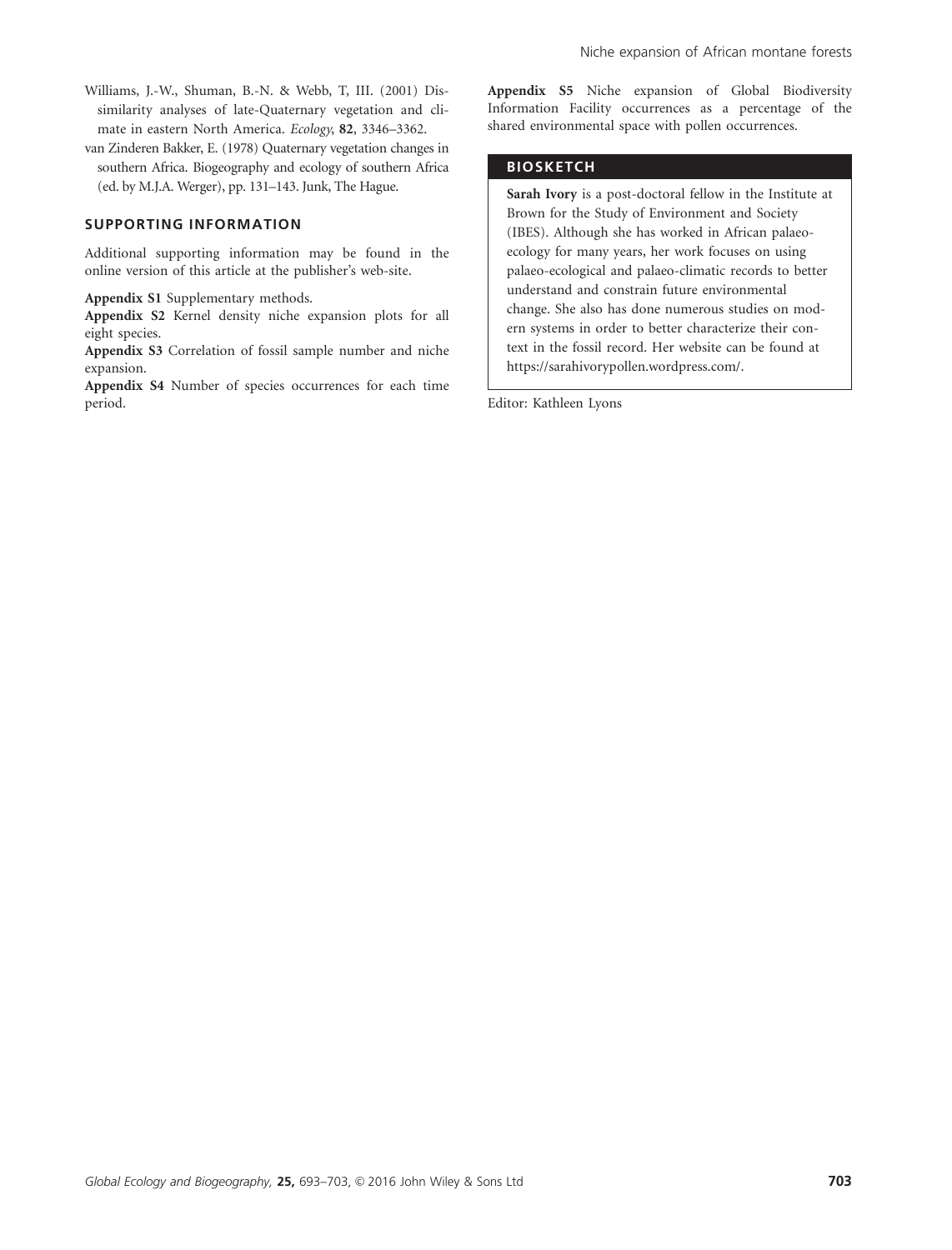Williams, J.-W., Shuman, B.-N. & Webb, T, III. (2001) Dissimilarity analyses of late-Quaternary vegetation and climate in eastern North America. *Ecology*, **82**, 3346–3362.

van Zinderen Bakker, E. (1978) Quaternary vegetation changes in southern Africa. Biogeography and ecology of southern Africa (ed. by M.J.A. Werger), pp. 131–143. Junk, The Hague.

## SUPPORTING INFORMATION

Additional supporting information may be found in the online version of this article at the publisher's web-site.

**Appendix S1** Supplementary methods.

**Appendix S2** Kernel density niche expansion plots for all eight species.

**Appendix S3** Correlation of fossil sample number and niche expansion.

**Appendix S4** Number of species occurrences for each time period.

**Appendix S5** Niche expansion of Global Biodiversity Information Facility occurrences as a percentage of the shared environmental space with pollen occurrences.

## BIOSKETCH

**Sarah Ivory** is a post-doctoral fellow in the Institute at Brown for the Study of Environment and Society (IBES). Although she has worked in African palaeoecology for many years, her work focuses on using palaeo-ecological and palaeo-climatic records to better understand and constrain future environmental change. She also has done numerous studies on modern systems in order to better characterize their context in the fossil record. Her website can be found at https://sarahivorypollen.wordpress.com/.

Editor: Kathleen Lyons